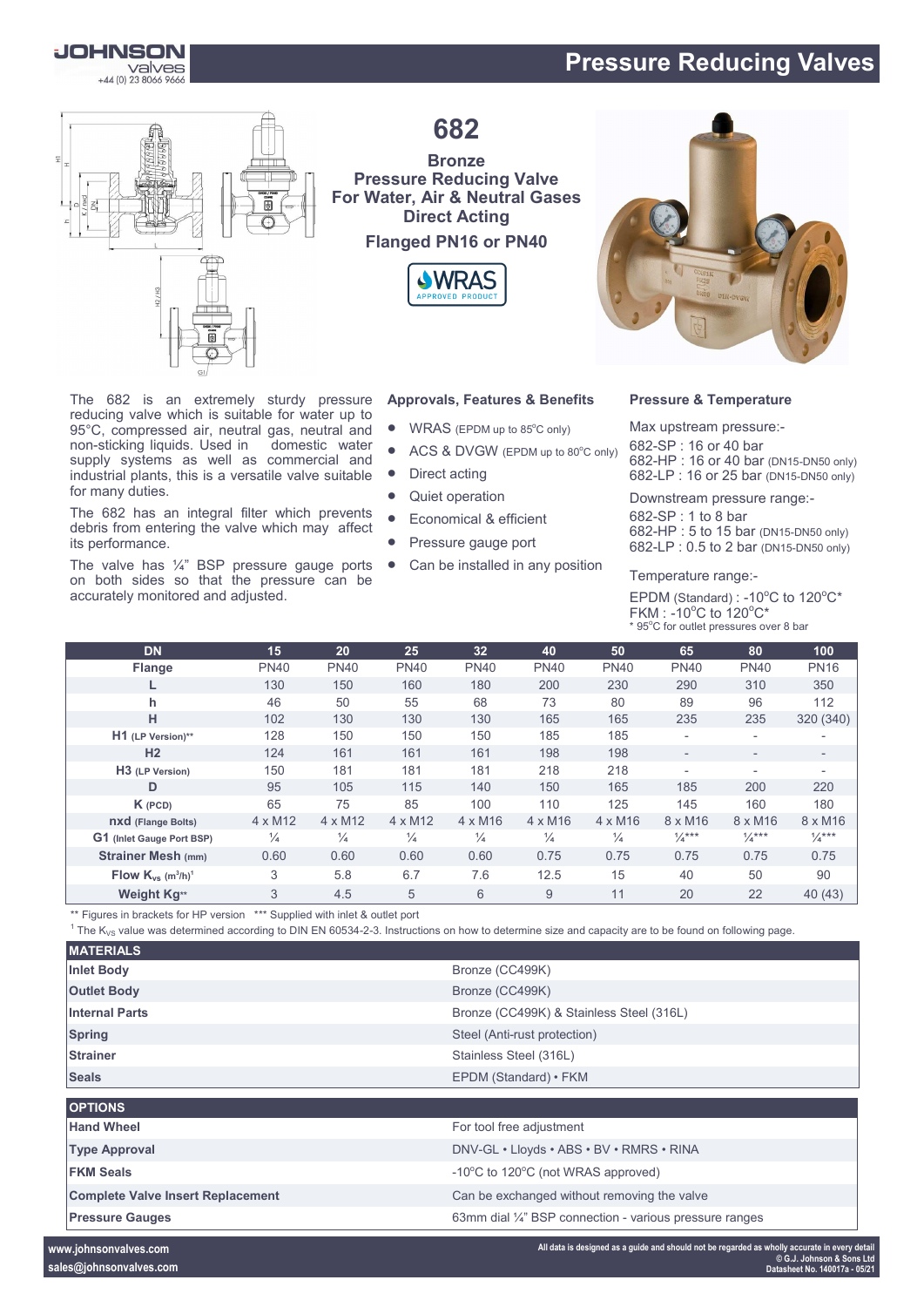# Pressure Reducing Valves

## 682

**Bronze**
**Pressure Reducing Valve**
**For Water, Air & Neutral Gases**
**Direct Acting**

**Flanged PN16 or PN40**

WRAS APPROVED PRODUCT

The 682 is an extremely sturdy pressure reducing valve which is suitable for water up to 95°C, compressed air, neutral gas, neutral and non-sticking liquids. Used in domestic water supply systems as well as commercial and industrial plants, this is a versatile valve suitable for many duties.

The 682 has an integral filter which prevents debris from entering the valve which may affect its performance.

The valve has ¼" BSP pressure gauge ports on both sides so that the pressure can be accurately monitored and adjusted.

### Approvals, Features & Benefits

- WRAS (EPDM up to 85°C only)
- ACS & DVGW (EPDM up to 80°C only)
- Direct acting
- Quiet operation
- Economical & efficient
- Pressure gauge port
- Can be installed in any position

### Pressure & Temperature

Max upstream pressure:-
682-SP : 16 or 40 bar
682-HP : 16 or 40 bar (DN15-DN50 only)
682-LP : 16 or 25 bar (DN15-DN50 only)

Downstream pressure range:-
682-SP : 1 to 8 bar
682-HP : 5 to 15 bar (DN15-DN50 only)
682-LP : 0.5 to 2 bar (DN15-DN50 only)

Temperature range:-

EPDM (Standard) : -10°C to 120°C*
FKM : -10°C to 120°C*
* 95°C for outlet pressures over 8 bar

| DN | 15 | 20 | 25 | 32 | 40 | 50 | 65 | 80 | 100 |
|---|---|---|---|---|---|---|---|---|---|
| Flange | PN40 | PN40 | PN40 | PN40 | PN40 | PN40 | PN40 | PN40 | PN16 |
| L | 130 | 150 | 160 | 180 | 200 | 230 | 290 | 310 | 350 |
| h | 46 | 50 | 55 | 68 | 73 | 80 | 89 | 96 | 112 |
| H | 102 | 130 | 130 | 130 | 165 | 165 | 235 | 235 | 320 (340) |
| H1 (LP Version)** | 128 | 150 | 150 | 150 | 185 | 185 | - | - | - |
| H2 | 124 | 161 | 161 | 161 | 198 | 198 | - | - | - |
| H3 (LP Version) | 150 | 181 | 181 | 181 | 218 | 218 | - | - | - |
| D | 95 | 105 | 115 | 140 | 150 | 165 | 185 | 200 | 220 |
| K (PCD) | 65 | 75 | 85 | 100 | 110 | 125 | 145 | 160 | 180 |
| nxd (Flange Bolts) | 4 x M12 | 4 x M12 | 4 x M12 | 4 x M16 | 4 x M16 | 4 x M16 | 8 x M16 | 8 x M16 | 8 x M16 |
| G1 (Inlet Gauge Port BSP) | ¼ | ¼ | ¼ | ¼ | ¼ | ¼ | ¼*** | ¼*** | ¼*** |
| Strainer Mesh (mm) | 0.60 | 0.60 | 0.60 | 0.60 | 0.75 | 0.75 | 0.75 | 0.75 | 0.75 |
| Flow $K_{vs}$ ($m^3/h$)[1] | 3 | 5.8 | 6.7 | 7.6 | 12.5 | 15 | 40 | 50 | 90 |
| Weight Kg** | 3 | 4.5 | 5 | 6 | 9 | 11 | 20 | 22 | 40 (43) |

** Figures in brackets for HP version *** Supplied with inlet & outlet port

[1] The $K_{VS}$ value was determined according to DIN EN 60534-2-3. Instructions on how to determine size and capacity are to be found on following page.

| MATERIALS | |
|---|---|
| Inlet Body | Bronze (CC499K) |
| Outlet Body | Bronze (CC499K) |
| Internal Parts | Bronze (CC499K) & Stainless Steel (316L) |
| Spring | Steel (Anti-rust protection) |
| Strainer | Stainless Steel (316L) |
| Seals | EPDM (Standard) • FKM |

| OPTIONS | |
|---|---|
| Hand Wheel | For tool free adjustment |
| Type Approval | DNV-GL • Lloyds • ABS • BV • RMRS • RINA |
| FKM Seals | -10°C to 120°C (not WRAS approved) |
| Complete Valve Insert Replacement | Can be exchanged without removing the valve |
| Pressure Gauges | 63mm dial ¼" BSP connection - various pressure ranges |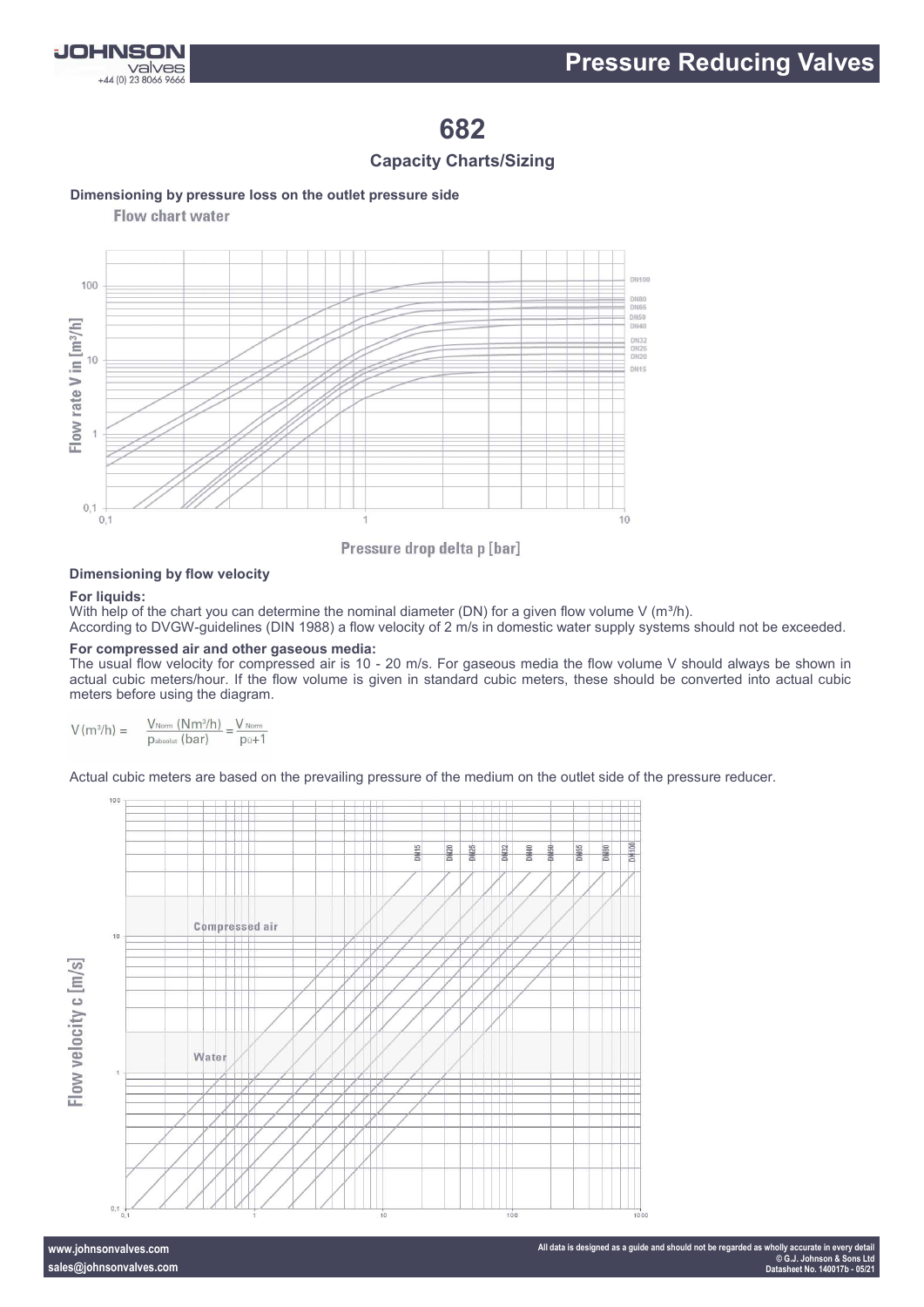# 682

## Capacity Charts/Sizing

**Dimensioning by pressure loss on the outlet pressure side**

Flow chart water

Flow rate V in [m³/h]

100
10
1
0,1

0,1
1
10

Pressure drop delta p [bar]

DN100
DN80
DN65
DN50
DN40
DN32
DN25
DN20
DN15

**Dimensioning by flow velocity**

**For liquids:**
With help of the chart you can determine the nominal diameter (DN) for a given flow volume V (m³/h).
According to DVGW-guidelines (DIN 1988) a flow velocity of 2 m/s in domestic water supply systems should not be exceeded.

**For compressed air and other gaseous media:**
The usual flow velocity for compressed air is 10 - 20 m/s. For gaseous media the flow volume V should always be shown in actual cubic meters/hour. If the flow volume is given in standard cubic meters, these should be converted into actual cubic meters before using the diagram.

$$V(m^3/h) = \frac{V_{Norm}\,(Nm^3/h)}{p_{absolut}\,(bar)} = \frac{V_{Norm}}{p_0+1}$$

Actual cubic meters are based on the prevailing pressure of the medium on the outlet side of the pressure reducer.

Flow velocity c [m/s]

100
10
1
0,1

0,1
1
10
100
1000

Compressed air

Water

DN15
DN20
DN25
DN32
DN40
DN50
DN65
DN80
DN100